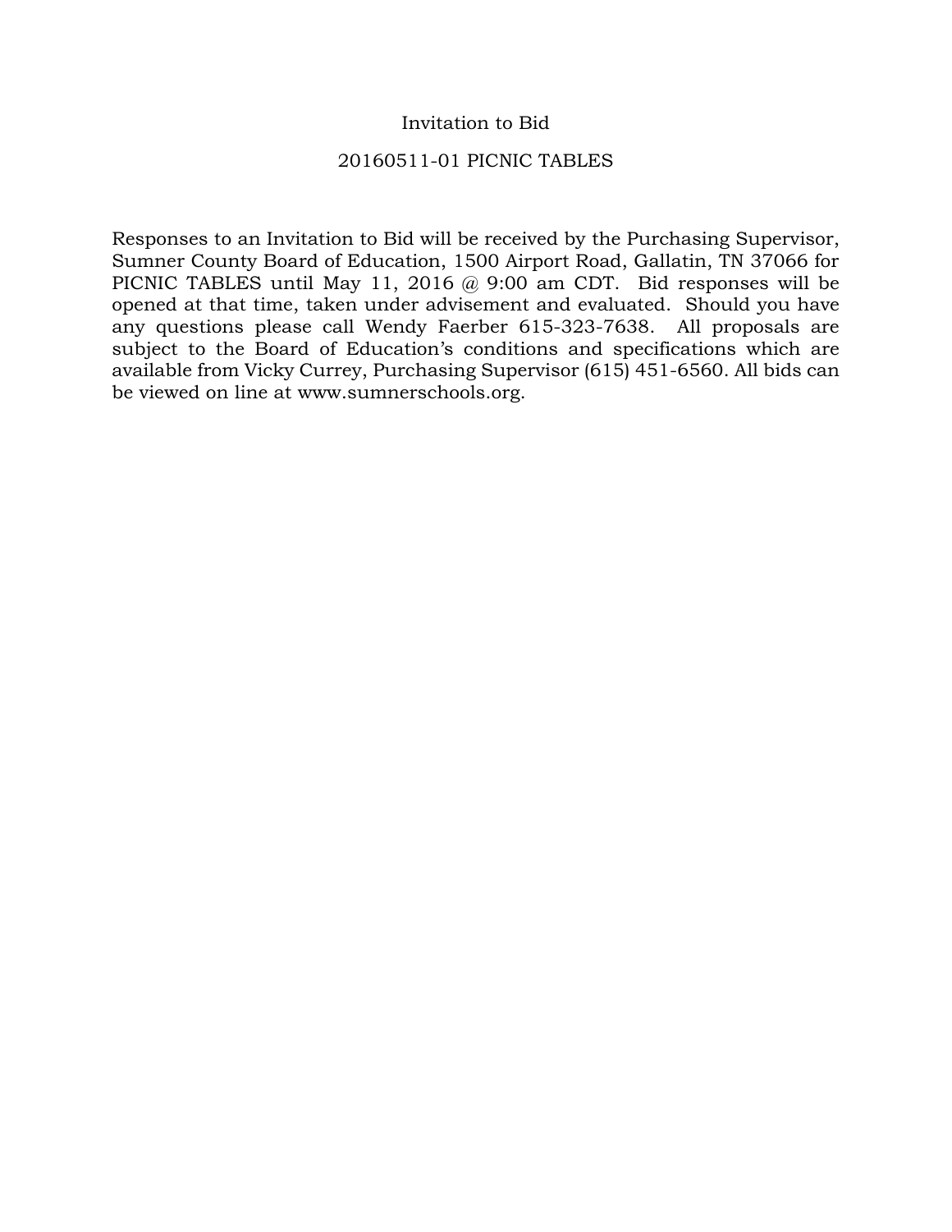# Invitation to Bid

## 20160511-01 PICNIC TABLES

Responses to an Invitation to Bid will be received by the Purchasing Supervisor, Sumner County Board of Education, 1500 Airport Road, Gallatin, TN 37066 for PICNIC TABLES until May 11, 2016 @ 9:00 am CDT. Bid responses will be opened at that time, taken under advisement and evaluated. Should you have any questions please call Wendy Faerber 615-323-7638. All proposals are subject to the Board of Education's conditions and specifications which are available from Vicky Currey, Purchasing Supervisor (615) 451-6560. All bids can be viewed on line at www.sumnerschools.org.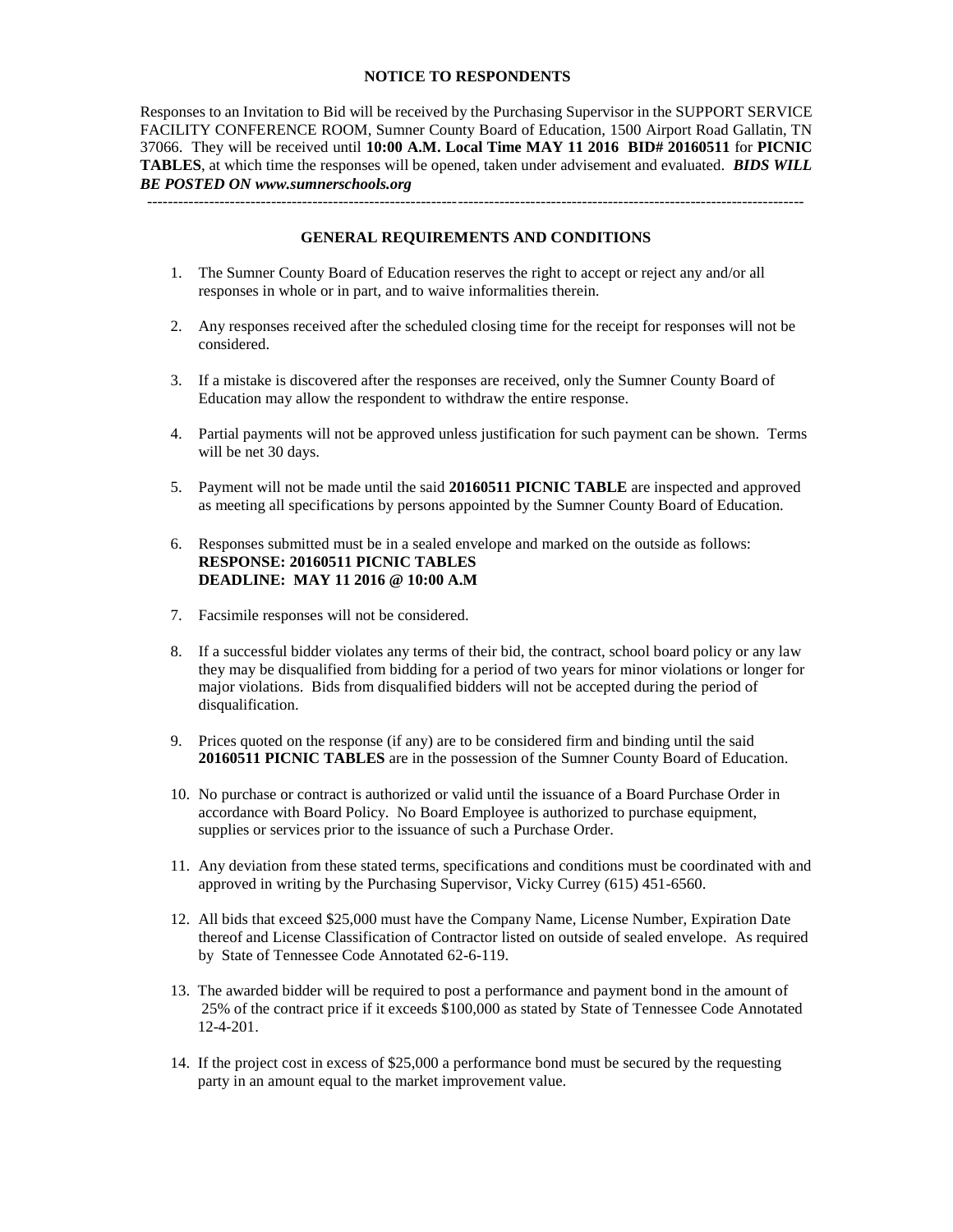## NOTICE TO RESPONDENTS

Responses to an Invitation to Bid will be received by the Purchasing Supervisor in the SUPPORT SERVICE FACILITY CONFERENCE ROOM, Sumner County Board of Education, 1500 Airport Road Gallatin, TN 37066. They will be received until **10:00 A.M. Local Time MAY 11 2016 BID# 20160511** for **PICNIC TABLES**, at which time the responses will be opened, taken under advisement and evaluated. ***BIDS WILL BE POSTED ON www.sumnerschools.org***

---

## GENERAL REQUIREMENTS AND CONDITIONS

1. The Sumner County Board of Education reserves the right to accept or reject any and/or all responses in whole or in part, and to waive informalities therein.

2. Any responses received after the scheduled closing time for the receipt for responses will not be considered.

3. If a mistake is discovered after the responses are received, only the Sumner County Board of Education may allow the respondent to withdraw the entire response.

4. Partial payments will not be approved unless justification for such payment can be shown. Terms will be net 30 days.

5. Payment will not be made until the said **20160511 PICNIC TABLE** are inspected and approved as meeting all specifications by persons appointed by the Sumner County Board of Education.

6. Responses submitted must be in a sealed envelope and marked on the outside as follows:
   **RESPONSE: 20160511 PICNIC TABLES**
   **DEADLINE: MAY 11 2016 @ 10:00 A.M**

7. Facsimile responses will not be considered.

8. If a successful bidder violates any terms of their bid, the contract, school board policy or any law they may be disqualified from bidding for a period of two years for minor violations or longer for major violations. Bids from disqualified bidders will not be accepted during the period of disqualification.

9. Prices quoted on the response (if any) are to be considered firm and binding until the said **20160511 PICNIC TABLES** are in the possession of the Sumner County Board of Education.

10. No purchase or contract is authorized or valid until the issuance of a Board Purchase Order in accordance with Board Policy. No Board Employee is authorized to purchase equipment, supplies or services prior to the issuance of such a Purchase Order.

11. Any deviation from these stated terms, specifications and conditions must be coordinated with and approved in writing by the Purchasing Supervisor, Vicky Currey (615) 451-6560.

12. All bids that exceed $25,000 must have the Company Name, License Number, Expiration Date thereof and License Classification of Contractor listed on outside of sealed envelope. As required by State of Tennessee Code Annotated 62-6-119.

13. The awarded bidder will be required to post a performance and payment bond in the amount of 25% of the contract price if it exceeds $100,000 as stated by State of Tennessee Code Annotated 12-4-201.

14. If the project cost in excess of $25,000 a performance bond must be secured by the requesting party in an amount equal to the market improvement value.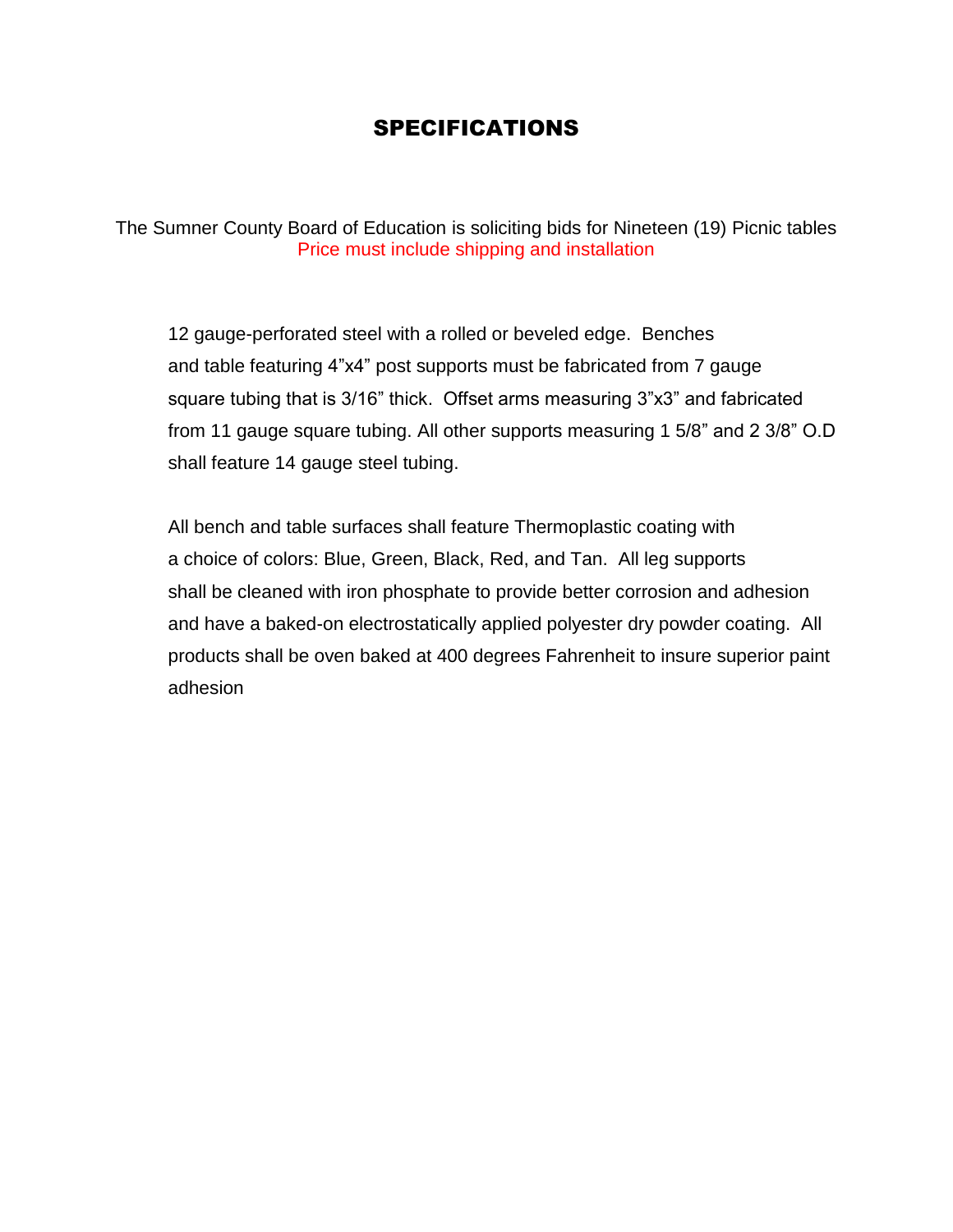# SPECIFICATIONS

The Sumner County Board of Education is soliciting bids for Nineteen (19) Picnic tables
Price must include shipping and installation

12 gauge-perforated steel with a rolled or beveled edge. Benches and table featuring 4"x4" post supports must be fabricated from 7 gauge square tubing that is 3/16" thick. Offset arms measuring 3"x3" and fabricated from 11 gauge square tubing. All other supports measuring 1 5/8" and 2 3/8" O.D shall feature 14 gauge steel tubing.

All bench and table surfaces shall feature Thermoplastic coating with a choice of colors: Blue, Green, Black, Red, and Tan. All leg supports shall be cleaned with iron phosphate to provide better corrosion and adhesion and have a baked-on electrostatically applied polyester dry powder coating. All products shall be oven baked at 400 degrees Fahrenheit to insure superior paint adhesion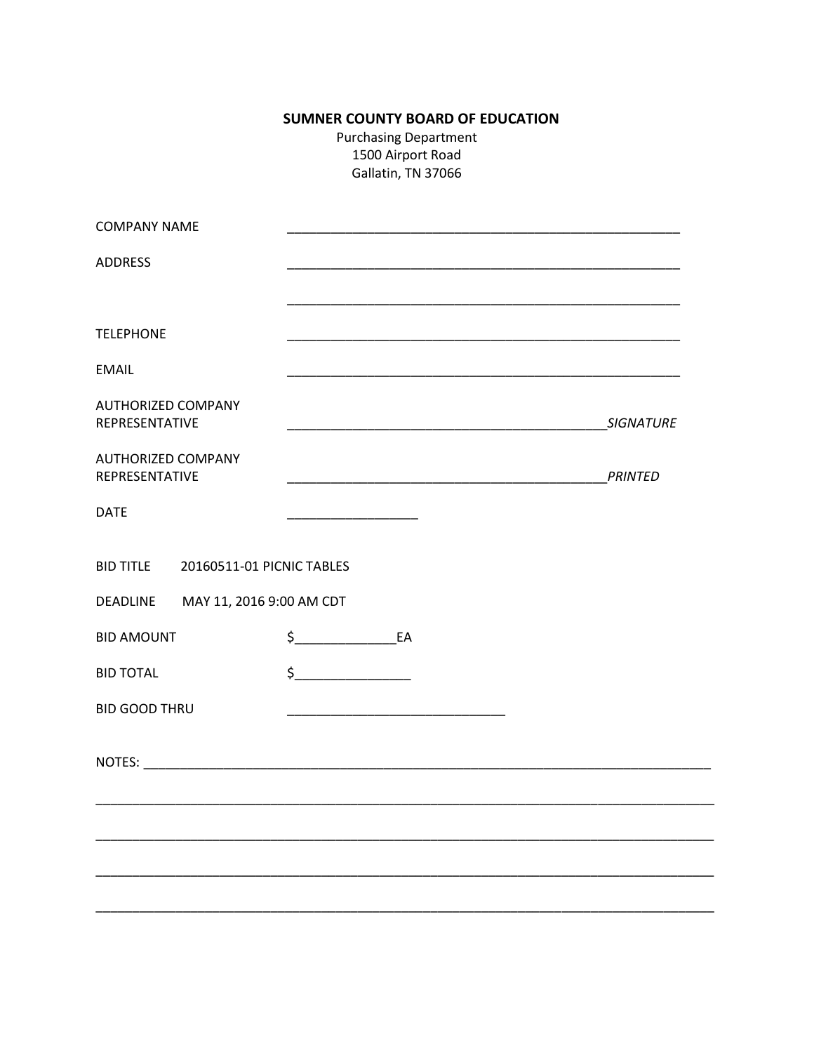**SUMNER COUNTY BOARD OF EDUCATION**

Purchasing Department
1500 Airport Road
Gallatin, TN 37066

COMPANY NAME ______________________________________________________

ADDRESS ______________________________________________________

______________________________________________________

TELEPHONE ______________________________________________________

EMAIL ______________________________________________________

AUTHORIZED COMPANY REPRESENTATIVE ____________________________________________*SIGNATURE*

AUTHORIZED COMPANY REPRESENTATIVE ____________________________________________*PRINTED*

DATE __________________

BID TITLE 20160511-01 PICNIC TABLES

DEADLINE MAY 11, 2016 9:00 AM CDT

BID AMOUNT $______________EA

BID TOTAL $________________

BID GOOD THRU ______________________________

NOTES: ________________________________________________________________________________

________________________________________________________________________________________

________________________________________________________________________________________

________________________________________________________________________________________

________________________________________________________________________________________